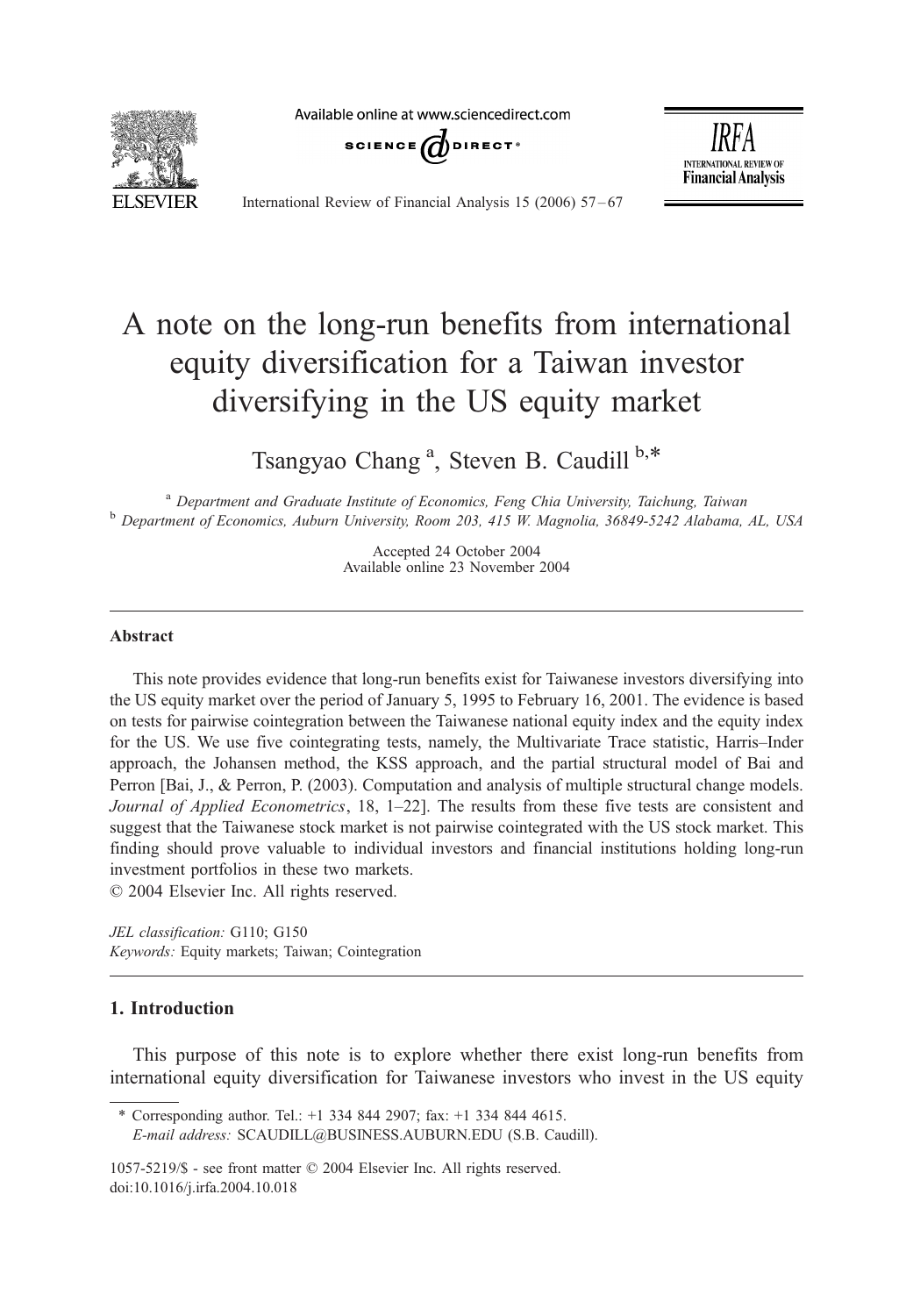# A note on the long-run benefits from international equity diversification for a Taiwan investor diversifying in the US equity market

Tsangyao Chang [a], Steven B. Caudill [b,*]

[a] *Department and Graduate Institute of Economics, Feng Chia University, Taichung, Taiwan*
[b] *Department of Economics, Auburn University, Room 203, 415 W. Magnolia, 36849-5242 Alabama, AL, USA*

Accepted 24 October 2004
Available online 23 November 2004

## Abstract

This note provides evidence that long-run benefits exist for Taiwanese investors diversifying into the US equity market over the period of January 5, 1995 to February 16, 2001. The evidence is based on tests for pairwise cointegration between the Taiwanese national equity index and the equity index for the US. We use five cointegrating tests, namely, the Multivariate Trace statistic, Harris–Inder approach, the Johansen method, the KSS approach, and the partial structural model of Bai and Perron [Bai, J., & Perron, P. (2003). Computation and analysis of multiple structural change models. *Journal of Applied Econometrics*, 18, 1–22]. The results from these five tests are consistent and suggest that the Taiwanese stock market is not pairwise cointegrated with the US stock market. This finding should prove valuable to individual investors and financial institutions holding long-run investment portfolios in these two markets.
© 2004 Elsevier Inc. All rights reserved.

*JEL classification:* G110; G150
*Keywords:* Equity markets; Taiwan; Cointegration

## 1. Introduction

This purpose of this note is to explore whether there exist long-run benefits from international equity diversification for Taiwanese investors who invest in the US equity

\* Corresponding author. Tel.: +1 334 844 2907; fax: +1 334 844 4615.
*E-mail address:* SCAUDILL@BUSINESS.AUBURN.EDU (S.B. Caudill).

1057-5219/$ - see front matter © 2004 Elsevier Inc. All rights reserved.
doi:10.1016/j.irfa.2004.10.018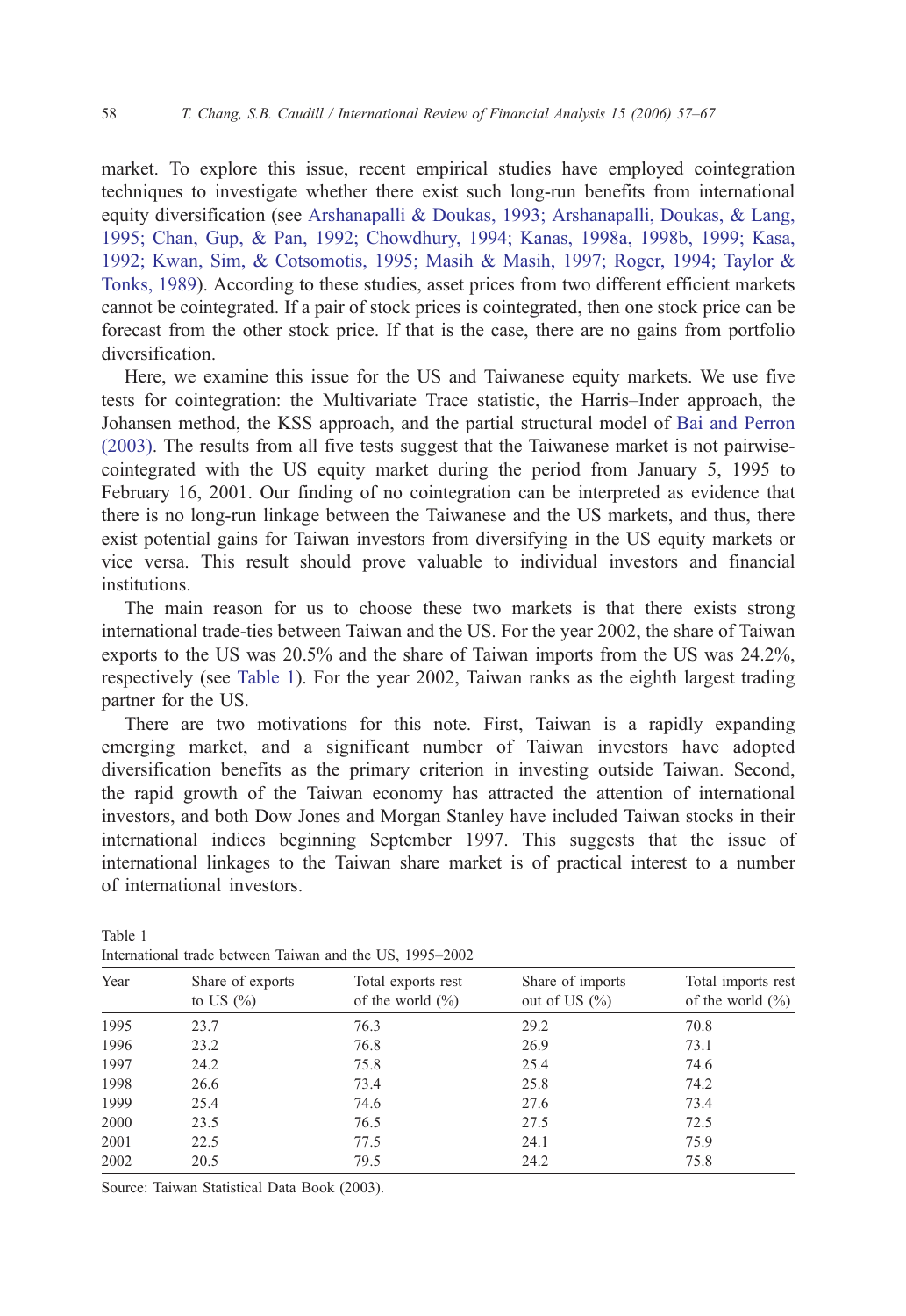market. To explore this issue, recent empirical studies have employed cointegration techniques to investigate whether there exist such long-run benefits from international equity diversification (see Arshanapalli & Doukas, 1993; Arshanapalli, Doukas, & Lang, 1995; Chan, Gup, & Pan, 1992; Chowdhury, 1994; Kanas, 1998a, 1998b, 1999; Kasa, 1992; Kwan, Sim, & Cotsomotis, 1995; Masih & Masih, 1997; Roger, 1994; Taylor & Tonks, 1989). According to these studies, asset prices from two different efficient markets cannot be cointegrated. If a pair of stock prices is cointegrated, then one stock price can be forecast from the other stock price. If that is the case, there are no gains from portfolio diversification.

Here, we examine this issue for the US and Taiwanese equity markets. We use five tests for cointegration: the Multivariate Trace statistic, the Harris–Inder approach, the Johansen method, the KSS approach, and the partial structural model of Bai and Perron (2003). The results from all five tests suggest that the Taiwanese market is not pairwise-cointegrated with the US equity market during the period from January 5, 1995 to February 16, 2001. Our finding of no cointegration can be interpreted as evidence that there is no long-run linkage between the Taiwanese and the US markets, and thus, there exist potential gains for Taiwan investors from diversifying in the US equity markets or vice versa. This result should prove valuable to individual investors and financial institutions.

The main reason for us to choose these two markets is that there exists strong international trade-ties between Taiwan and the US. For the year 2002, the share of Taiwan exports to the US was 20.5% and the share of Taiwan imports from the US was 24.2%, respectively (see Table 1). For the year 2002, Taiwan ranks as the eighth largest trading partner for the US.

There are two motivations for this note. First, Taiwan is a rapidly expanding emerging market, and a significant number of Taiwan investors have adopted diversification benefits as the primary criterion in investing outside Taiwan. Second, the rapid growth of the Taiwan economy has attracted the attention of international investors, and both Dow Jones and Morgan Stanley have included Taiwan stocks in their international indices beginning September 1997. This suggests that the issue of international linkages to the Taiwan share market is of practical interest to a number of international investors.

Table 1
International trade between Taiwan and the US, 1995–2002

| Year | Share of exports to US (%) | Total exports rest of the world (%) | Share of imports out of US (%) | Total imports rest of the world (%) |
|---|---|---|---|---|
| 1995 | 23.7 | 76.3 | 29.2 | 70.8 |
| 1996 | 23.2 | 76.8 | 26.9 | 73.1 |
| 1997 | 24.2 | 75.8 | 25.4 | 74.6 |
| 1998 | 26.6 | 73.4 | 25.8 | 74.2 |
| 1999 | 25.4 | 74.6 | 27.6 | 73.4 |
| 2000 | 23.5 | 76.5 | 27.5 | 72.5 |
| 2001 | 22.5 | 77.5 | 24.1 | 75.9 |
| 2002 | 20.5 | 79.5 | 24.2 | 75.8 |

Source: Taiwan Statistical Data Book (2003).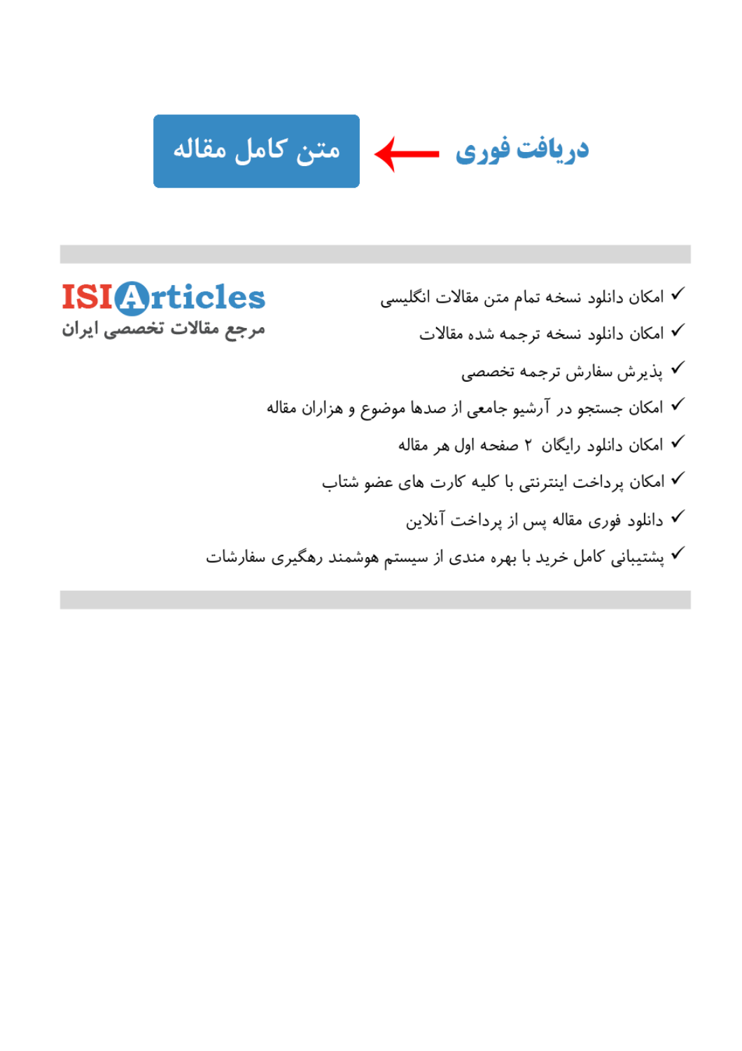دریافت فوری ← **متن کامل مقاله**

**ISIArticles**
مرجع مقالات تخصصی ایران

- ✓ امکان دانلود نسخه تمام متن مقالات انگلیسی
- ✓ امکان دانلود نسخه ترجمه شده مقالات
- ✓ پذیرش سفارش ترجمه تخصصی
- ✓ امکان جستجو در آرشیو جامعی از صدها موضوع و هزاران مقاله
- ✓ امکان دانلود رایگان ۲ صفحه اول هر مقاله
- ✓ امکان پرداخت اینترنتی با کلیه کارت های عضو شتاب
- ✓ دانلود فوری مقاله پس از پرداخت آنلاین
- ✓ پشتیبانی کامل خرید با بهره مندی از سیستم هوشمند رهگیری سفارشات